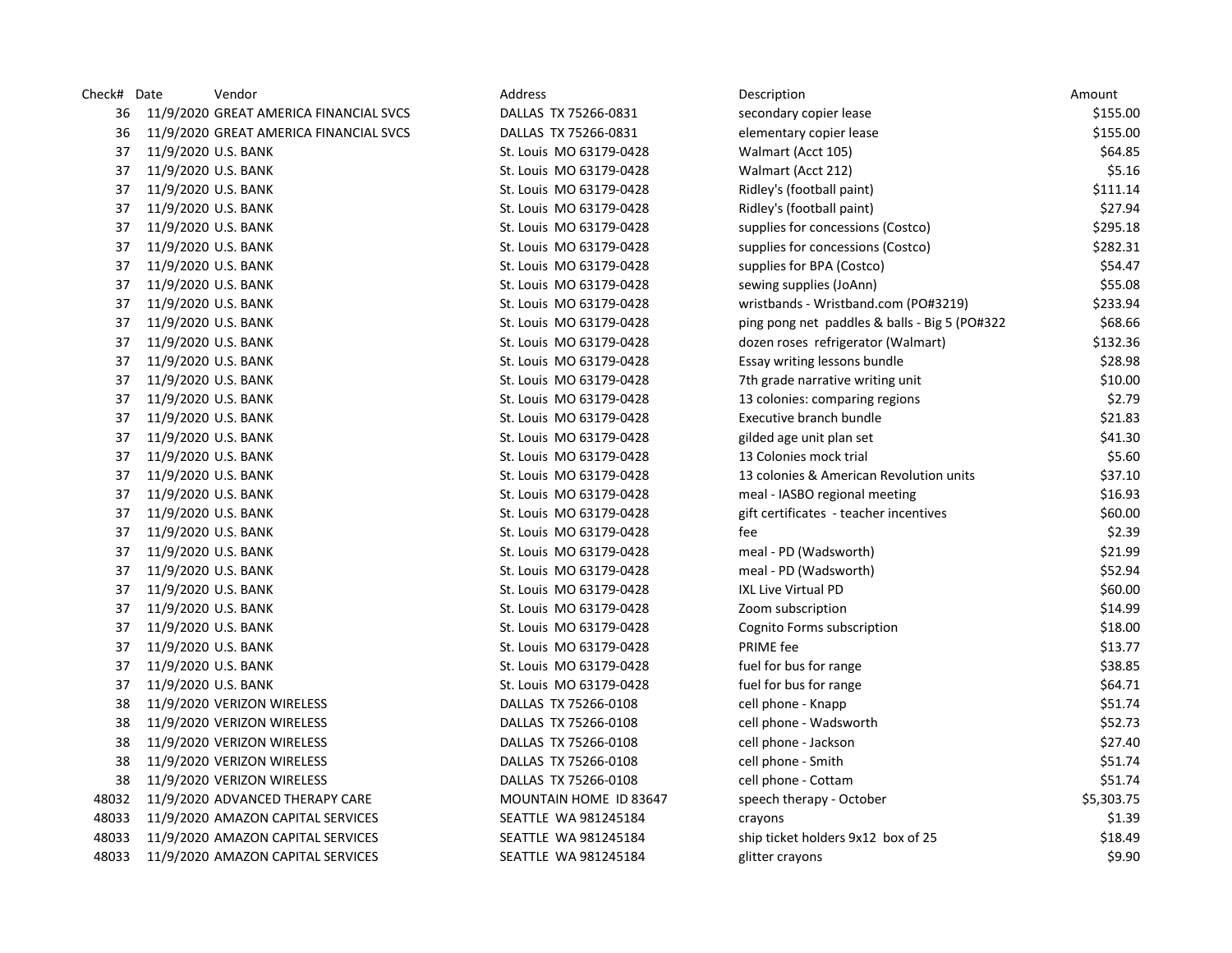| Check# | Date | Vendor | Address | Description | Amount |
|---|---|---|---|---|---|
| 36 | 11/9/2020 | GREAT AMERICA FINANCIAL SVCS | DALLAS TX 75266-0831 | secondary copier lease | $155.00 |
| 36 | 11/9/2020 | GREAT AMERICA FINANCIAL SVCS | DALLAS TX 75266-0831 | elementary copier lease | $155.00 |
| 37 | 11/9/2020 | U.S. BANK | St. Louis MO 63179-0428 | Walmart (Acct 105) | $64.85 |
| 37 | 11/9/2020 | U.S. BANK | St. Louis MO 63179-0428 | Walmart (Acct 212) | $5.16 |
| 37 | 11/9/2020 | U.S. BANK | St. Louis MO 63179-0428 | Ridley's (football paint) | $111.14 |
| 37 | 11/9/2020 | U.S. BANK | St. Louis MO 63179-0428 | Ridley's (football paint) | $27.94 |
| 37 | 11/9/2020 | U.S. BANK | St. Louis MO 63179-0428 | supplies for concessions (Costco) | $295.18 |
| 37 | 11/9/2020 | U.S. BANK | St. Louis MO 63179-0428 | supplies for concessions (Costco) | $282.31 |
| 37 | 11/9/2020 | U.S. BANK | St. Louis MO 63179-0428 | supplies for BPA (Costco) | $54.47 |
| 37 | 11/9/2020 | U.S. BANK | St. Louis MO 63179-0428 | sewing supplies (JoAnn) | $55.08 |
| 37 | 11/9/2020 | U.S. BANK | St. Louis MO 63179-0428 | wristbands - Wristband.com (PO#3219) | $233.94 |
| 37 | 11/9/2020 | U.S. BANK | St. Louis MO 63179-0428 | ping pong net paddles & balls - Big 5 (PO#322 | $68.66 |
| 37 | 11/9/2020 | U.S. BANK | St. Louis MO 63179-0428 | dozen roses refrigerator (Walmart) | $132.36 |
| 37 | 11/9/2020 | U.S. BANK | St. Louis MO 63179-0428 | Essay writing lessons bundle | $28.98 |
| 37 | 11/9/2020 | U.S. BANK | St. Louis MO 63179-0428 | 7th grade narrative writing unit | $10.00 |
| 37 | 11/9/2020 | U.S. BANK | St. Louis MO 63179-0428 | 13 colonies: comparing regions | $2.79 |
| 37 | 11/9/2020 | U.S. BANK | St. Louis MO 63179-0428 | Executive branch bundle | $21.83 |
| 37 | 11/9/2020 | U.S. BANK | St. Louis MO 63179-0428 | gilded age unit plan set | $41.30 |
| 37 | 11/9/2020 | U.S. BANK | St. Louis MO 63179-0428 | 13 Colonies mock trial | $5.60 |
| 37 | 11/9/2020 | U.S. BANK | St. Louis MO 63179-0428 | 13 colonies & American Revolution units | $37.10 |
| 37 | 11/9/2020 | U.S. BANK | St. Louis MO 63179-0428 | meal - IASBO regional meeting | $16.93 |
| 37 | 11/9/2020 | U.S. BANK | St. Louis MO 63179-0428 | gift certificates - teacher incentives | $60.00 |
| 37 | 11/9/2020 | U.S. BANK | St. Louis MO 63179-0428 | fee | $2.39 |
| 37 | 11/9/2020 | U.S. BANK | St. Louis MO 63179-0428 | meal - PD (Wadsworth) | $21.99 |
| 37 | 11/9/2020 | U.S. BANK | St. Louis MO 63179-0428 | meal - PD (Wadsworth) | $52.94 |
| 37 | 11/9/2020 | U.S. BANK | St. Louis MO 63179-0428 | IXL Live Virtual PD | $60.00 |
| 37 | 11/9/2020 | U.S. BANK | St. Louis MO 63179-0428 | Zoom subscription | $14.99 |
| 37 | 11/9/2020 | U.S. BANK | St. Louis MO 63179-0428 | Cognito Forms subscription | $18.00 |
| 37 | 11/9/2020 | U.S. BANK | St. Louis MO 63179-0428 | PRIME fee | $13.77 |
| 37 | 11/9/2020 | U.S. BANK | St. Louis MO 63179-0428 | fuel for bus for range | $38.85 |
| 37 | 11/9/2020 | U.S. BANK | St. Louis MO 63179-0428 | fuel for bus for range | $64.71 |
| 38 | 11/9/2020 | VERIZON WIRELESS | DALLAS TX 75266-0108 | cell phone - Knapp | $51.74 |
| 38 | 11/9/2020 | VERIZON WIRELESS | DALLAS TX 75266-0108 | cell phone - Wadsworth | $52.73 |
| 38 | 11/9/2020 | VERIZON WIRELESS | DALLAS TX 75266-0108 | cell phone - Jackson | $27.40 |
| 38 | 11/9/2020 | VERIZON WIRELESS | DALLAS TX 75266-0108 | cell phone - Smith | $51.74 |
| 38 | 11/9/2020 | VERIZON WIRELESS | DALLAS TX 75266-0108 | cell phone - Cottam | $51.74 |
| 48032 | 11/9/2020 | ADVANCED THERAPY CARE | MOUNTAIN HOME ID 83647 | speech therapy - October | $5,303.75 |
| 48033 | 11/9/2020 | AMAZON CAPITAL SERVICES | SEATTLE WA 981245184 | crayons | $1.39 |
| 48033 | 11/9/2020 | AMAZON CAPITAL SERVICES | SEATTLE WA 981245184 | ship ticket holders 9x12 box of 25 | $18.49 |
| 48033 | 11/9/2020 | AMAZON CAPITAL SERVICES | SEATTLE WA 981245184 | glitter crayons | $9.90 |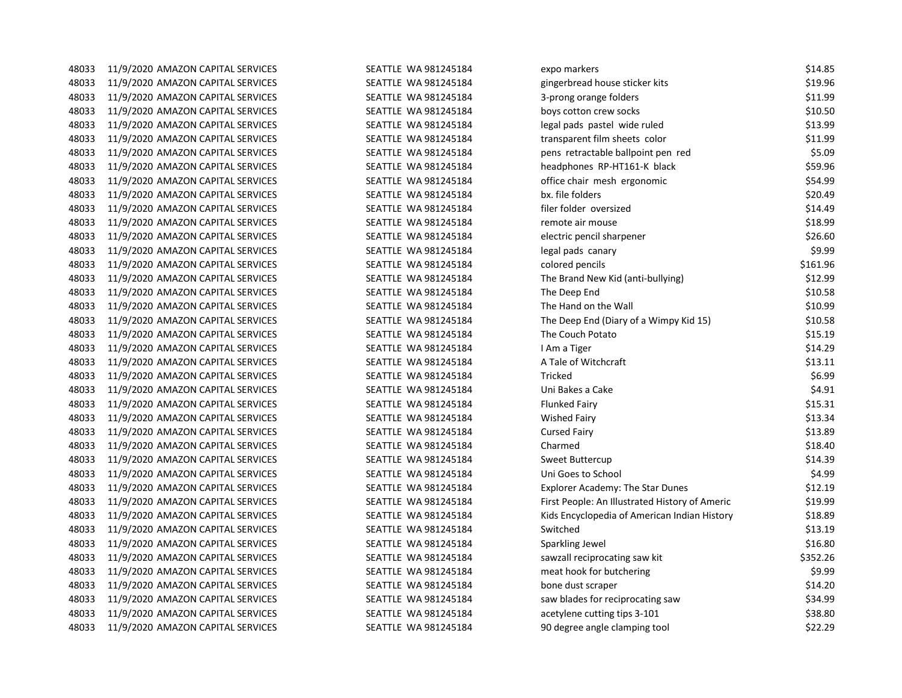| | | | | | |
|---|---|---|---|---|---|
| 48033 | 11/9/2020 | AMAZON CAPITAL SERVICES | SEATTLE WA 981245184 | expo markers | $14.85 |
| 48033 | 11/9/2020 | AMAZON CAPITAL SERVICES | SEATTLE WA 981245184 | gingerbread house sticker kits | $19.96 |
| 48033 | 11/9/2020 | AMAZON CAPITAL SERVICES | SEATTLE WA 981245184 | 3-prong orange folders | $11.99 |
| 48033 | 11/9/2020 | AMAZON CAPITAL SERVICES | SEATTLE WA 981245184 | boys cotton crew socks | $10.50 |
| 48033 | 11/9/2020 | AMAZON CAPITAL SERVICES | SEATTLE WA 981245184 | legal pads pastel wide ruled | $13.99 |
| 48033 | 11/9/2020 | AMAZON CAPITAL SERVICES | SEATTLE WA 981245184 | transparent film sheets color | $11.99 |
| 48033 | 11/9/2020 | AMAZON CAPITAL SERVICES | SEATTLE WA 981245184 | pens retractable ballpoint pen red | $5.09 |
| 48033 | 11/9/2020 | AMAZON CAPITAL SERVICES | SEATTLE WA 981245184 | headphones RP-HT161-K black | $59.96 |
| 48033 | 11/9/2020 | AMAZON CAPITAL SERVICES | SEATTLE WA 981245184 | office chair mesh ergonomic | $54.99 |
| 48033 | 11/9/2020 | AMAZON CAPITAL SERVICES | SEATTLE WA 981245184 | bx. file folders | $20.49 |
| 48033 | 11/9/2020 | AMAZON CAPITAL SERVICES | SEATTLE WA 981245184 | filer folder oversized | $14.49 |
| 48033 | 11/9/2020 | AMAZON CAPITAL SERVICES | SEATTLE WA 981245184 | remote air mouse | $18.99 |
| 48033 | 11/9/2020 | AMAZON CAPITAL SERVICES | SEATTLE WA 981245184 | electric pencil sharpener | $26.60 |
| 48033 | 11/9/2020 | AMAZON CAPITAL SERVICES | SEATTLE WA 981245184 | legal pads canary | $9.99 |
| 48033 | 11/9/2020 | AMAZON CAPITAL SERVICES | SEATTLE WA 981245184 | colored pencils | $161.96 |
| 48033 | 11/9/2020 | AMAZON CAPITAL SERVICES | SEATTLE WA 981245184 | The Brand New Kid (anti-bullying) | $12.99 |
| 48033 | 11/9/2020 | AMAZON CAPITAL SERVICES | SEATTLE WA 981245184 | The Deep End | $10.58 |
| 48033 | 11/9/2020 | AMAZON CAPITAL SERVICES | SEATTLE WA 981245184 | The Hand on the Wall | $10.99 |
| 48033 | 11/9/2020 | AMAZON CAPITAL SERVICES | SEATTLE WA 981245184 | The Deep End (Diary of a Wimpy Kid 15) | $10.58 |
| 48033 | 11/9/2020 | AMAZON CAPITAL SERVICES | SEATTLE WA 981245184 | The Couch Potato | $15.19 |
| 48033 | 11/9/2020 | AMAZON CAPITAL SERVICES | SEATTLE WA 981245184 | I Am a Tiger | $14.29 |
| 48033 | 11/9/2020 | AMAZON CAPITAL SERVICES | SEATTLE WA 981245184 | A Tale of Witchcraft | $13.11 |
| 48033 | 11/9/2020 | AMAZON CAPITAL SERVICES | SEATTLE WA 981245184 | Tricked | $6.99 |
| 48033 | 11/9/2020 | AMAZON CAPITAL SERVICES | SEATTLE WA 981245184 | Uni Bakes a Cake | $4.91 |
| 48033 | 11/9/2020 | AMAZON CAPITAL SERVICES | SEATTLE WA 981245184 | Flunked Fairy | $15.31 |
| 48033 | 11/9/2020 | AMAZON CAPITAL SERVICES | SEATTLE WA 981245184 | Wished Fairy | $13.34 |
| 48033 | 11/9/2020 | AMAZON CAPITAL SERVICES | SEATTLE WA 981245184 | Cursed Fairy | $13.89 |
| 48033 | 11/9/2020 | AMAZON CAPITAL SERVICES | SEATTLE WA 981245184 | Charmed | $18.40 |
| 48033 | 11/9/2020 | AMAZON CAPITAL SERVICES | SEATTLE WA 981245184 | Sweet Buttercup | $14.39 |
| 48033 | 11/9/2020 | AMAZON CAPITAL SERVICES | SEATTLE WA 981245184 | Uni Goes to School | $4.99 |
| 48033 | 11/9/2020 | AMAZON CAPITAL SERVICES | SEATTLE WA 981245184 | Explorer Academy: The Star Dunes | $12.19 |
| 48033 | 11/9/2020 | AMAZON CAPITAL SERVICES | SEATTLE WA 981245184 | First People: An Illustrated History of Americ | $19.99 |
| 48033 | 11/9/2020 | AMAZON CAPITAL SERVICES | SEATTLE WA 981245184 | Kids Encyclopedia of American Indian History | $18.89 |
| 48033 | 11/9/2020 | AMAZON CAPITAL SERVICES | SEATTLE WA 981245184 | Switched | $13.19 |
| 48033 | 11/9/2020 | AMAZON CAPITAL SERVICES | SEATTLE WA 981245184 | Sparkling Jewel | $16.80 |
| 48033 | 11/9/2020 | AMAZON CAPITAL SERVICES | SEATTLE WA 981245184 | sawzall reciprocating saw kit | $352.26 |
| 48033 | 11/9/2020 | AMAZON CAPITAL SERVICES | SEATTLE WA 981245184 | meat hook for butchering | $9.99 |
| 48033 | 11/9/2020 | AMAZON CAPITAL SERVICES | SEATTLE WA 981245184 | bone dust scraper | $14.20 |
| 48033 | 11/9/2020 | AMAZON CAPITAL SERVICES | SEATTLE WA 981245184 | saw blades for reciprocating saw | $34.99 |
| 48033 | 11/9/2020 | AMAZON CAPITAL SERVICES | SEATTLE WA 981245184 | acetylene cutting tips 3-101 | $38.80 |
| 48033 | 11/9/2020 | AMAZON CAPITAL SERVICES | SEATTLE WA 981245184 | 90 degree angle clamping tool | $22.29 |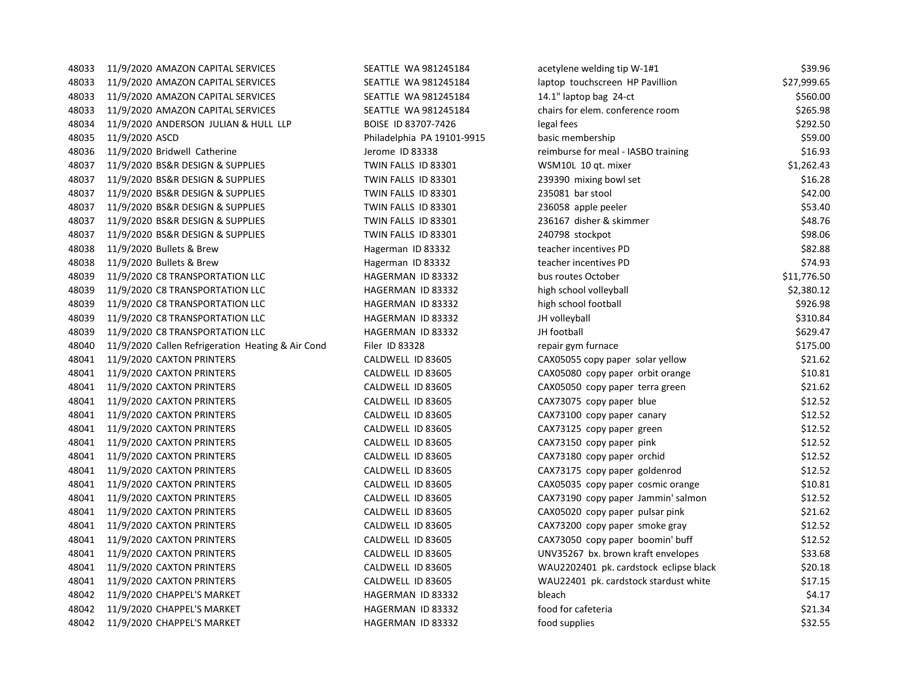| | | | | | |
|---|---|---|---|---|---|
| 48033 | 11/9/2020 | AMAZON CAPITAL SERVICES | SEATTLE WA 981245184 | acetylene welding tip W-1#1 | $39.96 |
| 48033 | 11/9/2020 | AMAZON CAPITAL SERVICES | SEATTLE WA 981245184 | laptop touchscreen HP Pavillion | $27,999.65 |
| 48033 | 11/9/2020 | AMAZON CAPITAL SERVICES | SEATTLE WA 981245184 | 14.1" laptop bag 24-ct | $560.00 |
| 48033 | 11/9/2020 | AMAZON CAPITAL SERVICES | SEATTLE WA 981245184 | chairs for elem. conference room | $265.98 |
| 48034 | 11/9/2020 | ANDERSON JULIAN & HULL LLP | BOISE ID 83707-7426 | legal fees | $292.50 |
| 48035 | 11/9/2020 | ASCD | Philadelphia PA 19101-9915 | basic membership | $59.00 |
| 48036 | 11/9/2020 | Bridwell Catherine | Jerome ID 83338 | reimburse for meal - IASBO training | $16.93 |
| 48037 | 11/9/2020 | BS&R DESIGN & SUPPLIES | TWIN FALLS ID 83301 | WSM10L 10 qt. mixer | $1,262.43 |
| 48037 | 11/9/2020 | BS&R DESIGN & SUPPLIES | TWIN FALLS ID 83301 | 239390 mixing bowl set | $16.28 |
| 48037 | 11/9/2020 | BS&R DESIGN & SUPPLIES | TWIN FALLS ID 83301 | 235081 bar stool | $42.00 |
| 48037 | 11/9/2020 | BS&R DESIGN & SUPPLIES | TWIN FALLS ID 83301 | 236058 apple peeler | $53.40 |
| 48037 | 11/9/2020 | BS&R DESIGN & SUPPLIES | TWIN FALLS ID 83301 | 236167 disher & skimmer | $48.76 |
| 48037 | 11/9/2020 | BS&R DESIGN & SUPPLIES | TWIN FALLS ID 83301 | 240798 stockpot | $98.06 |
| 48038 | 11/9/2020 | Bullets & Brew | Hagerman ID 83332 | teacher incentives PD | $82.88 |
| 48038 | 11/9/2020 | Bullets & Brew | Hagerman ID 83332 | teacher incentives PD | $74.93 |
| 48039 | 11/9/2020 | C8 TRANSPORTATION LLC | HAGERMAN ID 83332 | bus routes October | $11,776.50 |
| 48039 | 11/9/2020 | C8 TRANSPORTATION LLC | HAGERMAN ID 83332 | high school volleyball | $2,380.12 |
| 48039 | 11/9/2020 | C8 TRANSPORTATION LLC | HAGERMAN ID 83332 | high school football | $926.98 |
| 48039 | 11/9/2020 | C8 TRANSPORTATION LLC | HAGERMAN ID 83332 | JH volleyball | $310.84 |
| 48039 | 11/9/2020 | C8 TRANSPORTATION LLC | HAGERMAN ID 83332 | JH football | $629.47 |
| 48040 | 11/9/2020 | Callen Refrigeration Heating & Air Cond | Filer ID 83328 | repair gym furnace | $175.00 |
| 48041 | 11/9/2020 | CAXTON PRINTERS | CALDWELL ID 83605 | CAX05055 copy paper solar yellow | $21.62 |
| 48041 | 11/9/2020 | CAXTON PRINTERS | CALDWELL ID 83605 | CAX05080 copy paper orbit orange | $10.81 |
| 48041 | 11/9/2020 | CAXTON PRINTERS | CALDWELL ID 83605 | CAX05050 copy paper terra green | $21.62 |
| 48041 | 11/9/2020 | CAXTON PRINTERS | CALDWELL ID 83605 | CAX73075 copy paper blue | $12.52 |
| 48041 | 11/9/2020 | CAXTON PRINTERS | CALDWELL ID 83605 | CAX73100 copy paper canary | $12.52 |
| 48041 | 11/9/2020 | CAXTON PRINTERS | CALDWELL ID 83605 | CAX73125 copy paper green | $12.52 |
| 48041 | 11/9/2020 | CAXTON PRINTERS | CALDWELL ID 83605 | CAX73150 copy paper pink | $12.52 |
| 48041 | 11/9/2020 | CAXTON PRINTERS | CALDWELL ID 83605 | CAX73180 copy paper orchid | $12.52 |
| 48041 | 11/9/2020 | CAXTON PRINTERS | CALDWELL ID 83605 | CAX73175 copy paper goldenrod | $12.52 |
| 48041 | 11/9/2020 | CAXTON PRINTERS | CALDWELL ID 83605 | CAX05035 copy paper cosmic orange | $10.81 |
| 48041 | 11/9/2020 | CAXTON PRINTERS | CALDWELL ID 83605 | CAX73190 copy paper Jammin' salmon | $12.52 |
| 48041 | 11/9/2020 | CAXTON PRINTERS | CALDWELL ID 83605 | CAX05020 copy paper pulsar pink | $21.62 |
| 48041 | 11/9/2020 | CAXTON PRINTERS | CALDWELL ID 83605 | CAX73200 copy paper smoke gray | $12.52 |
| 48041 | 11/9/2020 | CAXTON PRINTERS | CALDWELL ID 83605 | CAX73050 copy paper boomin' buff | $12.52 |
| 48041 | 11/9/2020 | CAXTON PRINTERS | CALDWELL ID 83605 | UNV35267 bx. brown kraft envelopes | $33.68 |
| 48041 | 11/9/2020 | CAXTON PRINTERS | CALDWELL ID 83605 | WAU2202401 pk. cardstock eclipse black | $20.18 |
| 48041 | 11/9/2020 | CAXTON PRINTERS | CALDWELL ID 83605 | WAU22401 pk. cardstock stardust white | $17.15 |
| 48042 | 11/9/2020 | CHAPPEL'S MARKET | HAGERMAN ID 83332 | bleach | $4.17 |
| 48042 | 11/9/2020 | CHAPPEL'S MARKET | HAGERMAN ID 83332 | food for cafeteria | $21.34 |
| 48042 | 11/9/2020 | CHAPPEL'S MARKET | HAGERMAN ID 83332 | food supplies | $32.55 |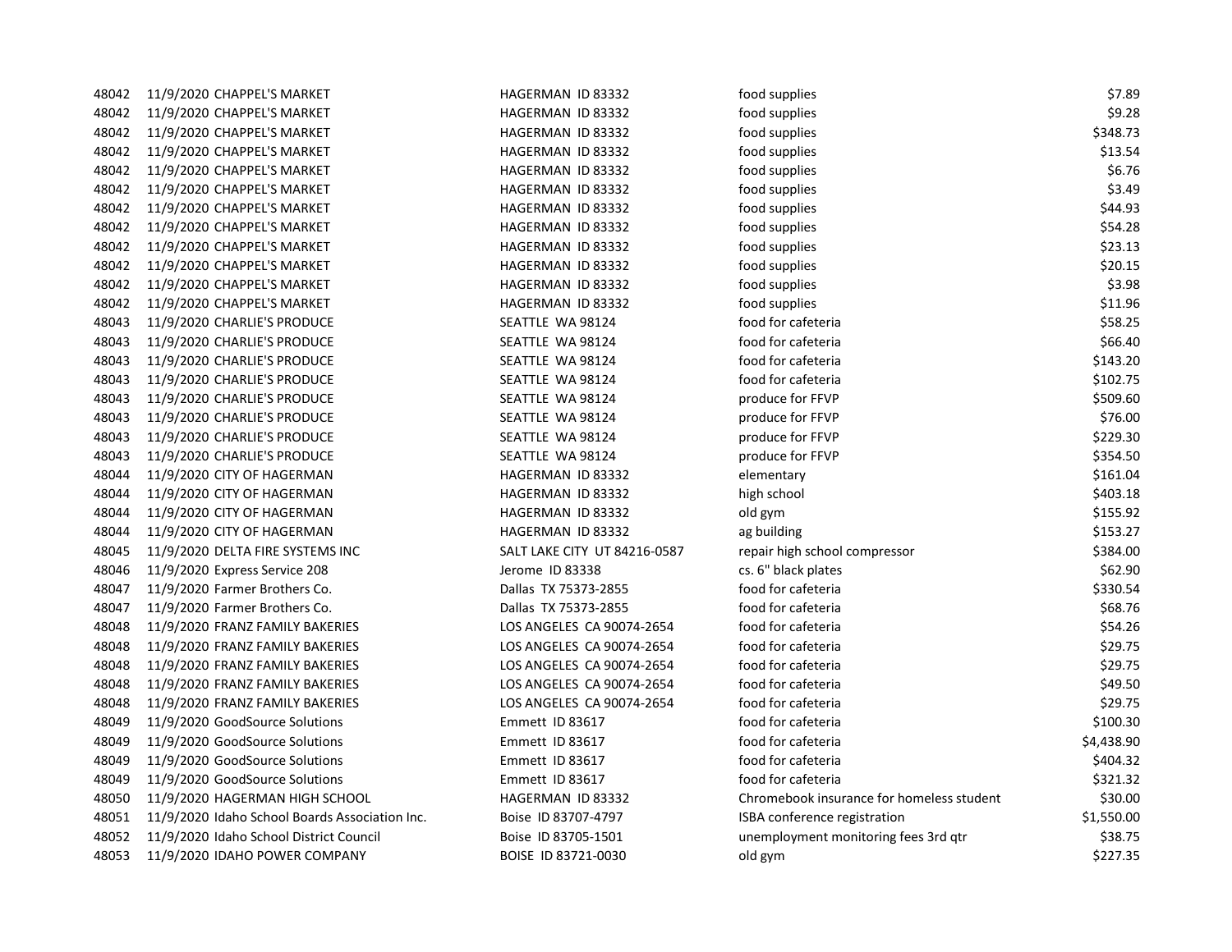| | | | | | |
|---|---|---|---|---|---|
| 48042 | 11/9/2020 | CHAPPEL'S MARKET | HAGERMAN ID 83332 | food supplies | $7.89 |
| 48042 | 11/9/2020 | CHAPPEL'S MARKET | HAGERMAN ID 83332 | food supplies | $9.28 |
| 48042 | 11/9/2020 | CHAPPEL'S MARKET | HAGERMAN ID 83332 | food supplies | $348.73 |
| 48042 | 11/9/2020 | CHAPPEL'S MARKET | HAGERMAN ID 83332 | food supplies | $13.54 |
| 48042 | 11/9/2020 | CHAPPEL'S MARKET | HAGERMAN ID 83332 | food supplies | $6.76 |
| 48042 | 11/9/2020 | CHAPPEL'S MARKET | HAGERMAN ID 83332 | food supplies | $3.49 |
| 48042 | 11/9/2020 | CHAPPEL'S MARKET | HAGERMAN ID 83332 | food supplies | $44.93 |
| 48042 | 11/9/2020 | CHAPPEL'S MARKET | HAGERMAN ID 83332 | food supplies | $54.28 |
| 48042 | 11/9/2020 | CHAPPEL'S MARKET | HAGERMAN ID 83332 | food supplies | $23.13 |
| 48042 | 11/9/2020 | CHAPPEL'S MARKET | HAGERMAN ID 83332 | food supplies | $20.15 |
| 48042 | 11/9/2020 | CHAPPEL'S MARKET | HAGERMAN ID 83332 | food supplies | $3.98 |
| 48042 | 11/9/2020 | CHAPPEL'S MARKET | HAGERMAN ID 83332 | food supplies | $11.96 |
| 48043 | 11/9/2020 | CHARLIE'S PRODUCE | SEATTLE WA 98124 | food for cafeteria | $58.25 |
| 48043 | 11/9/2020 | CHARLIE'S PRODUCE | SEATTLE WA 98124 | food for cafeteria | $66.40 |
| 48043 | 11/9/2020 | CHARLIE'S PRODUCE | SEATTLE WA 98124 | food for cafeteria | $143.20 |
| 48043 | 11/9/2020 | CHARLIE'S PRODUCE | SEATTLE WA 98124 | food for cafeteria | $102.75 |
| 48043 | 11/9/2020 | CHARLIE'S PRODUCE | SEATTLE WA 98124 | produce for FFVP | $509.60 |
| 48043 | 11/9/2020 | CHARLIE'S PRODUCE | SEATTLE WA 98124 | produce for FFVP | $76.00 |
| 48043 | 11/9/2020 | CHARLIE'S PRODUCE | SEATTLE WA 98124 | produce for FFVP | $229.30 |
| 48043 | 11/9/2020 | CHARLIE'S PRODUCE | SEATTLE WA 98124 | produce for FFVP | $354.50 |
| 48044 | 11/9/2020 | CITY OF HAGERMAN | HAGERMAN ID 83332 | elementary | $161.04 |
| 48044 | 11/9/2020 | CITY OF HAGERMAN | HAGERMAN ID 83332 | high school | $403.18 |
| 48044 | 11/9/2020 | CITY OF HAGERMAN | HAGERMAN ID 83332 | old gym | $155.92 |
| 48044 | 11/9/2020 | CITY OF HAGERMAN | HAGERMAN ID 83332 | ag building | $153.27 |
| 48045 | 11/9/2020 | DELTA FIRE SYSTEMS INC | SALT LAKE CITY UT 84216-0587 | repair high school compressor | $384.00 |
| 48046 | 11/9/2020 | Express Service 208 | Jerome ID 83338 | cs. 6" black plates | $62.90 |
| 48047 | 11/9/2020 | Farmer Brothers Co. | Dallas TX 75373-2855 | food for cafeteria | $330.54 |
| 48047 | 11/9/2020 | Farmer Brothers Co. | Dallas TX 75373-2855 | food for cafeteria | $68.76 |
| 48048 | 11/9/2020 | FRANZ FAMILY BAKERIES | LOS ANGELES CA 90074-2654 | food for cafeteria | $54.26 |
| 48048 | 11/9/2020 | FRANZ FAMILY BAKERIES | LOS ANGELES CA 90074-2654 | food for cafeteria | $29.75 |
| 48048 | 11/9/2020 | FRANZ FAMILY BAKERIES | LOS ANGELES CA 90074-2654 | food for cafeteria | $29.75 |
| 48048 | 11/9/2020 | FRANZ FAMILY BAKERIES | LOS ANGELES CA 90074-2654 | food for cafeteria | $49.50 |
| 48048 | 11/9/2020 | FRANZ FAMILY BAKERIES | LOS ANGELES CA 90074-2654 | food for cafeteria | $29.75 |
| 48049 | 11/9/2020 | GoodSource Solutions | Emmett ID 83617 | food for cafeteria | $100.30 |
| 48049 | 11/9/2020 | GoodSource Solutions | Emmett ID 83617 | food for cafeteria | $4,438.90 |
| 48049 | 11/9/2020 | GoodSource Solutions | Emmett ID 83617 | food for cafeteria | $404.32 |
| 48049 | 11/9/2020 | GoodSource Solutions | Emmett ID 83617 | food for cafeteria | $321.32 |
| 48050 | 11/9/2020 | HAGERMAN HIGH SCHOOL | HAGERMAN ID 83332 | Chromebook insurance for homeless student | $30.00 |
| 48051 | 11/9/2020 | Idaho School Boards Association Inc. | Boise ID 83707-4797 | ISBA conference registration | $1,550.00 |
| 48052 | 11/9/2020 | Idaho School District Council | Boise ID 83705-1501 | unemployment monitoring fees 3rd qtr | $38.75 |
| 48053 | 11/9/2020 | IDAHO POWER COMPANY | BOISE ID 83721-0030 | old gym | $227.35 |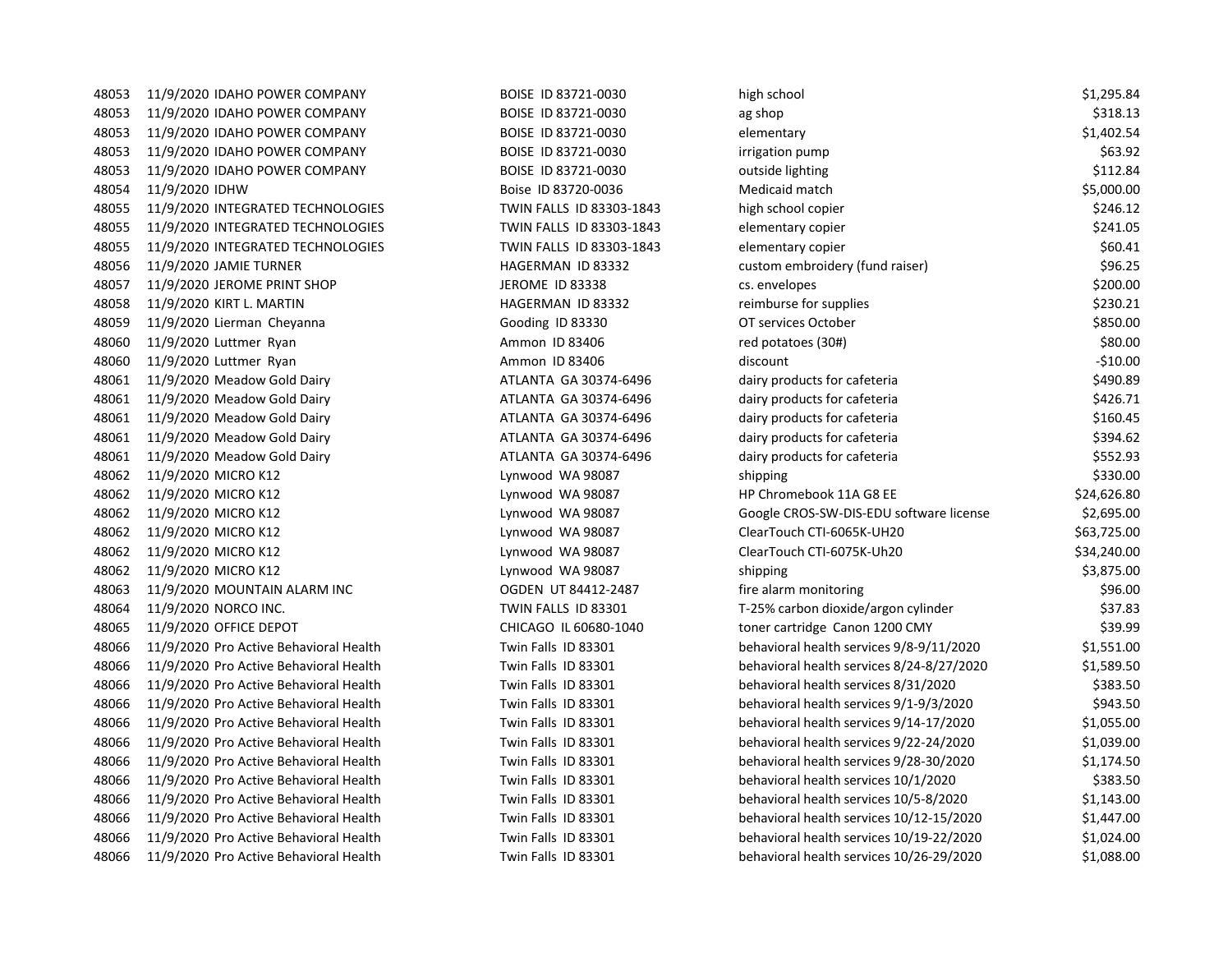| | | | | | |
|---|---|---|---|---|---|
| 48053 | 11/9/2020 | IDAHO POWER COMPANY | BOISE ID 83721-0030 | high school | $1,295.84 |
| 48053 | 11/9/2020 | IDAHO POWER COMPANY | BOISE ID 83721-0030 | ag shop | $318.13 |
| 48053 | 11/9/2020 | IDAHO POWER COMPANY | BOISE ID 83721-0030 | elementary | $1,402.54 |
| 48053 | 11/9/2020 | IDAHO POWER COMPANY | BOISE ID 83721-0030 | irrigation pump | $63.92 |
| 48053 | 11/9/2020 | IDAHO POWER COMPANY | BOISE ID 83721-0030 | outside lighting | $112.84 |
| 48054 | 11/9/2020 | IDHW | Boise ID 83720-0036 | Medicaid match | $5,000.00 |
| 48055 | 11/9/2020 | INTEGRATED TECHNOLOGIES | TWIN FALLS ID 83303-1843 | high school copier | $246.12 |
| 48055 | 11/9/2020 | INTEGRATED TECHNOLOGIES | TWIN FALLS ID 83303-1843 | elementary copier | $241.05 |
| 48055 | 11/9/2020 | INTEGRATED TECHNOLOGIES | TWIN FALLS ID 83303-1843 | elementary copier | $60.41 |
| 48056 | 11/9/2020 | JAMIE TURNER | HAGERMAN ID 83332 | custom embroidery (fund raiser) | $96.25 |
| 48057 | 11/9/2020 | JEROME PRINT SHOP | JEROME ID 83338 | cs. envelopes | $200.00 |
| 48058 | 11/9/2020 | KIRT L. MARTIN | HAGERMAN ID 83332 | reimburse for supplies | $230.21 |
| 48059 | 11/9/2020 | Lierman Cheyanna | Gooding ID 83330 | OT services October | $850.00 |
| 48060 | 11/9/2020 | Luttmer Ryan | Ammon ID 83406 | red potatoes (30#) | $80.00 |
| 48060 | 11/9/2020 | Luttmer Ryan | Ammon ID 83406 | discount | -$10.00 |
| 48061 | 11/9/2020 | Meadow Gold Dairy | ATLANTA GA 30374-6496 | dairy products for cafeteria | $490.89 |
| 48061 | 11/9/2020 | Meadow Gold Dairy | ATLANTA GA 30374-6496 | dairy products for cafeteria | $426.71 |
| 48061 | 11/9/2020 | Meadow Gold Dairy | ATLANTA GA 30374-6496 | dairy products for cafeteria | $160.45 |
| 48061 | 11/9/2020 | Meadow Gold Dairy | ATLANTA GA 30374-6496 | dairy products for cafeteria | $394.62 |
| 48061 | 11/9/2020 | Meadow Gold Dairy | ATLANTA GA 30374-6496 | dairy products for cafeteria | $552.93 |
| 48062 | 11/9/2020 | MICRO K12 | Lynwood WA 98087 | shipping | $330.00 |
| 48062 | 11/9/2020 | MICRO K12 | Lynwood WA 98087 | HP Chromebook 11A G8 EE | $24,626.80 |
| 48062 | 11/9/2020 | MICRO K12 | Lynwood WA 98087 | Google CROS-SW-DIS-EDU software license | $2,695.00 |
| 48062 | 11/9/2020 | MICRO K12 | Lynwood WA 98087 | ClearTouch CTI-6065K-UH20 | $63,725.00 |
| 48062 | 11/9/2020 | MICRO K12 | Lynwood WA 98087 | ClearTouch CTI-6075K-Uh20 | $34,240.00 |
| 48062 | 11/9/2020 | MICRO K12 | Lynwood WA 98087 | shipping | $3,875.00 |
| 48063 | 11/9/2020 | MOUNTAIN ALARM INC | OGDEN UT 84412-2487 | fire alarm monitoring | $96.00 |
| 48064 | 11/9/2020 | NORCO INC. | TWIN FALLS ID 83301 | T-25% carbon dioxide/argon cylinder | $37.83 |
| 48065 | 11/9/2020 | OFFICE DEPOT | CHICAGO IL 60680-1040 | toner cartridge Canon 1200 CMY | $39.99 |
| 48066 | 11/9/2020 | Pro Active Behavioral Health | Twin Falls ID 83301 | behavioral health services 9/8-9/11/2020 | $1,551.00 |
| 48066 | 11/9/2020 | Pro Active Behavioral Health | Twin Falls ID 83301 | behavioral health services 8/24-8/27/2020 | $1,589.50 |
| 48066 | 11/9/2020 | Pro Active Behavioral Health | Twin Falls ID 83301 | behavioral health services 8/31/2020 | $383.50 |
| 48066 | 11/9/2020 | Pro Active Behavioral Health | Twin Falls ID 83301 | behavioral health services 9/1-9/3/2020 | $943.50 |
| 48066 | 11/9/2020 | Pro Active Behavioral Health | Twin Falls ID 83301 | behavioral health services 9/14-17/2020 | $1,055.00 |
| 48066 | 11/9/2020 | Pro Active Behavioral Health | Twin Falls ID 83301 | behavioral health services 9/22-24/2020 | $1,039.00 |
| 48066 | 11/9/2020 | Pro Active Behavioral Health | Twin Falls ID 83301 | behavioral health services 9/28-30/2020 | $1,174.50 |
| 48066 | 11/9/2020 | Pro Active Behavioral Health | Twin Falls ID 83301 | behavioral health services 10/1/2020 | $383.50 |
| 48066 | 11/9/2020 | Pro Active Behavioral Health | Twin Falls ID 83301 | behavioral health services 10/5-8/2020 | $1,143.00 |
| 48066 | 11/9/2020 | Pro Active Behavioral Health | Twin Falls ID 83301 | behavioral health services 10/12-15/2020 | $1,447.00 |
| 48066 | 11/9/2020 | Pro Active Behavioral Health | Twin Falls ID 83301 | behavioral health services 10/19-22/2020 | $1,024.00 |
| 48066 | 11/9/2020 | Pro Active Behavioral Health | Twin Falls ID 83301 | behavioral health services 10/26-29/2020 | $1,088.00 |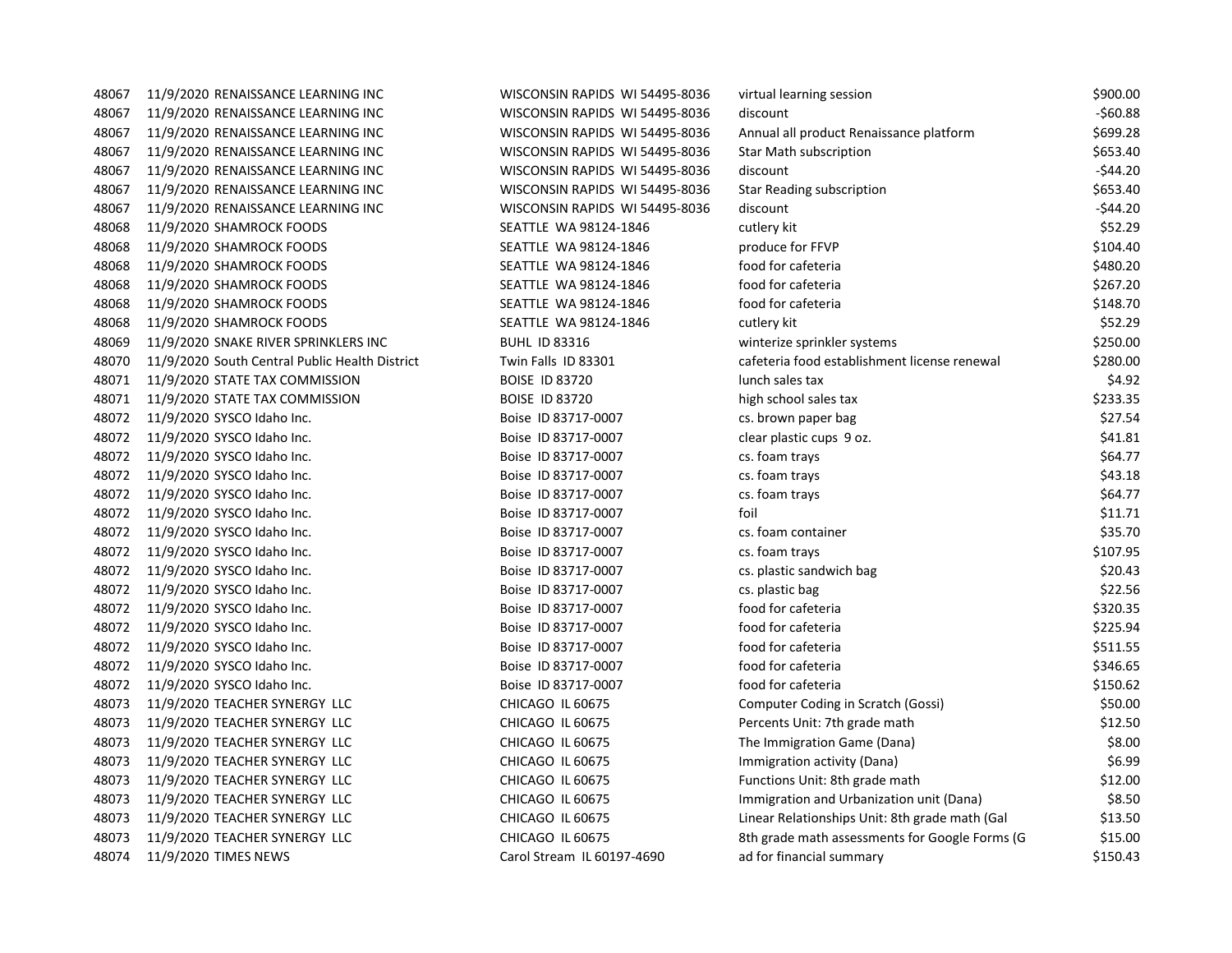| | | | | | |
|---|---|---|---|---|---|
| 48067 | 11/9/2020 | RENAISSANCE LEARNING INC | WISCONSIN RAPIDS WI 54495-8036 | virtual learning session | $900.00 |
| 48067 | 11/9/2020 | RENAISSANCE LEARNING INC | WISCONSIN RAPIDS WI 54495-8036 | discount | -$60.88 |
| 48067 | 11/9/2020 | RENAISSANCE LEARNING INC | WISCONSIN RAPIDS WI 54495-8036 | Annual all product Renaissance platform | $699.28 |
| 48067 | 11/9/2020 | RENAISSANCE LEARNING INC | WISCONSIN RAPIDS WI 54495-8036 | Star Math subscription | $653.40 |
| 48067 | 11/9/2020 | RENAISSANCE LEARNING INC | WISCONSIN RAPIDS WI 54495-8036 | discount | -$44.20 |
| 48067 | 11/9/2020 | RENAISSANCE LEARNING INC | WISCONSIN RAPIDS WI 54495-8036 | Star Reading subscription | $653.40 |
| 48067 | 11/9/2020 | RENAISSANCE LEARNING INC | WISCONSIN RAPIDS WI 54495-8036 | discount | -$44.20 |
| 48068 | 11/9/2020 | SHAMROCK FOODS | SEATTLE WA 98124-1846 | cutlery kit | $52.29 |
| 48068 | 11/9/2020 | SHAMROCK FOODS | SEATTLE WA 98124-1846 | produce for FFVP | $104.40 |
| 48068 | 11/9/2020 | SHAMROCK FOODS | SEATTLE WA 98124-1846 | food for cafeteria | $480.20 |
| 48068 | 11/9/2020 | SHAMROCK FOODS | SEATTLE WA 98124-1846 | food for cafeteria | $267.20 |
| 48068 | 11/9/2020 | SHAMROCK FOODS | SEATTLE WA 98124-1846 | food for cafeteria | $148.70 |
| 48068 | 11/9/2020 | SHAMROCK FOODS | SEATTLE WA 98124-1846 | cutlery kit | $52.29 |
| 48069 | 11/9/2020 | SNAKE RIVER SPRINKLERS INC | BUHL ID 83316 | winterize sprinkler systems | $250.00 |
| 48070 | 11/9/2020 | South Central Public Health District | Twin Falls ID 83301 | cafeteria food establishment license renewal | $280.00 |
| 48071 | 11/9/2020 | STATE TAX COMMISSION | BOISE ID 83720 | lunch sales tax | $4.92 |
| 48071 | 11/9/2020 | STATE TAX COMMISSION | BOISE ID 83720 | high school sales tax | $233.35 |
| 48072 | 11/9/2020 | SYSCO Idaho Inc. | Boise ID 83717-0007 | cs. brown paper bag | $27.54 |
| 48072 | 11/9/2020 | SYSCO Idaho Inc. | Boise ID 83717-0007 | clear plastic cups 9 oz. | $41.81 |
| 48072 | 11/9/2020 | SYSCO Idaho Inc. | Boise ID 83717-0007 | cs. foam trays | $64.77 |
| 48072 | 11/9/2020 | SYSCO Idaho Inc. | Boise ID 83717-0007 | cs. foam trays | $43.18 |
| 48072 | 11/9/2020 | SYSCO Idaho Inc. | Boise ID 83717-0007 | cs. foam trays | $64.77 |
| 48072 | 11/9/2020 | SYSCO Idaho Inc. | Boise ID 83717-0007 | foil | $11.71 |
| 48072 | 11/9/2020 | SYSCO Idaho Inc. | Boise ID 83717-0007 | cs. foam container | $35.70 |
| 48072 | 11/9/2020 | SYSCO Idaho Inc. | Boise ID 83717-0007 | cs. foam trays | $107.95 |
| 48072 | 11/9/2020 | SYSCO Idaho Inc. | Boise ID 83717-0007 | cs. plastic sandwich bag | $20.43 |
| 48072 | 11/9/2020 | SYSCO Idaho Inc. | Boise ID 83717-0007 | cs. plastic bag | $22.56 |
| 48072 | 11/9/2020 | SYSCO Idaho Inc. | Boise ID 83717-0007 | food for cafeteria | $320.35 |
| 48072 | 11/9/2020 | SYSCO Idaho Inc. | Boise ID 83717-0007 | food for cafeteria | $225.94 |
| 48072 | 11/9/2020 | SYSCO Idaho Inc. | Boise ID 83717-0007 | food for cafeteria | $511.55 |
| 48072 | 11/9/2020 | SYSCO Idaho Inc. | Boise ID 83717-0007 | food for cafeteria | $346.65 |
| 48072 | 11/9/2020 | SYSCO Idaho Inc. | Boise ID 83717-0007 | food for cafeteria | $150.62 |
| 48073 | 11/9/2020 | TEACHER SYNERGY LLC | CHICAGO IL 60675 | Computer Coding in Scratch (Gossi) | $50.00 |
| 48073 | 11/9/2020 | TEACHER SYNERGY LLC | CHICAGO IL 60675 | Percents Unit: 7th grade math | $12.50 |
| 48073 | 11/9/2020 | TEACHER SYNERGY LLC | CHICAGO IL 60675 | The Immigration Game (Dana) | $8.00 |
| 48073 | 11/9/2020 | TEACHER SYNERGY LLC | CHICAGO IL 60675 | Immigration activity (Dana) | $6.99 |
| 48073 | 11/9/2020 | TEACHER SYNERGY LLC | CHICAGO IL 60675 | Functions Unit: 8th grade math | $12.00 |
| 48073 | 11/9/2020 | TEACHER SYNERGY LLC | CHICAGO IL 60675 | Immigration and Urbanization unit (Dana) | $8.50 |
| 48073 | 11/9/2020 | TEACHER SYNERGY LLC | CHICAGO IL 60675 | Linear Relationships Unit: 8th grade math (Gal | $13.50 |
| 48073 | 11/9/2020 | TEACHER SYNERGY LLC | CHICAGO IL 60675 | 8th grade math assessments for Google Forms (G | $15.00 |
| 48074 | 11/9/2020 | TIMES NEWS | Carol Stream IL 60197-4690 | ad for financial summary | $150.43 |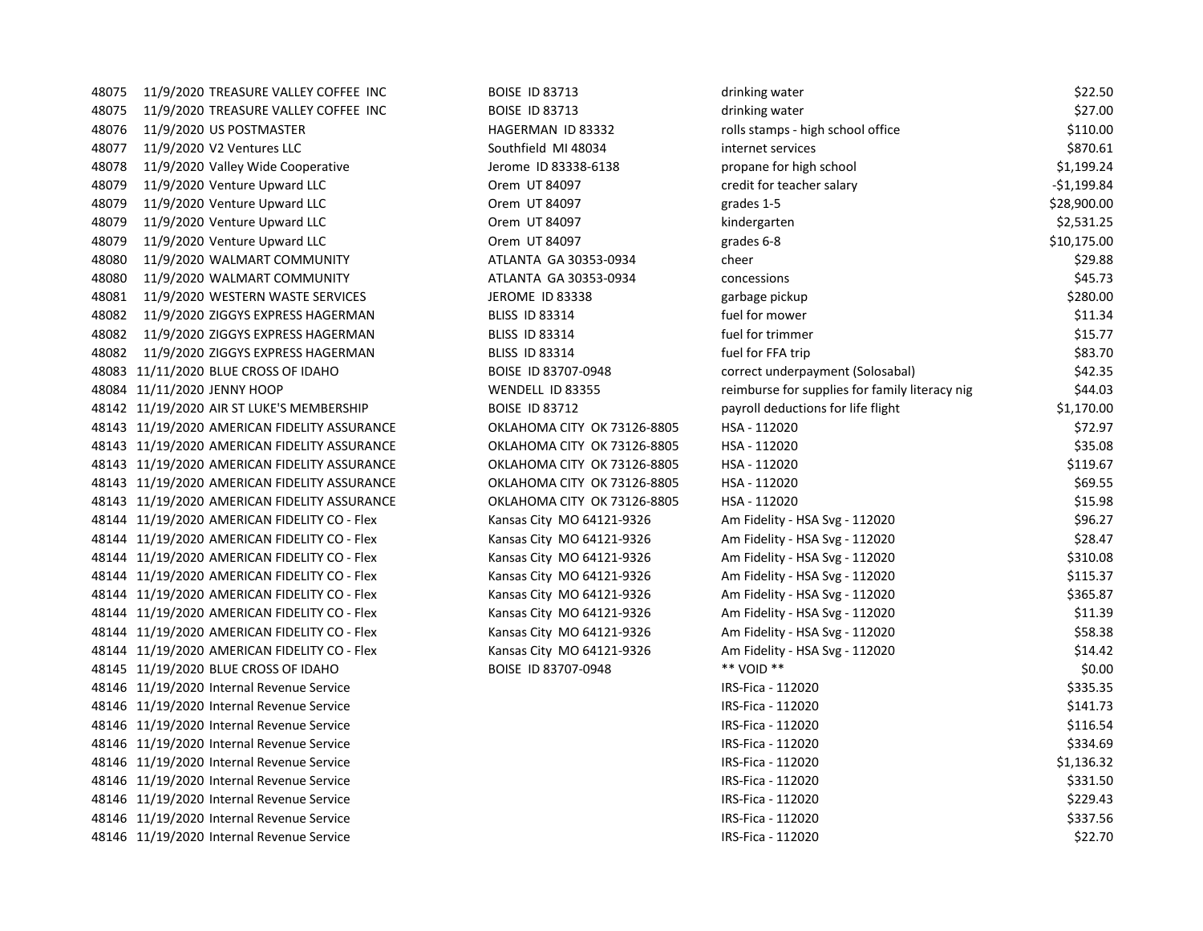| | | | | | |
|---|---|---|---|---|---|
| 48075 | 11/9/2020 | TREASURE VALLEY COFFEE INC | BOISE ID 83713 | drinking water | $22.50 |
| 48075 | 11/9/2020 | TREASURE VALLEY COFFEE INC | BOISE ID 83713 | drinking water | $27.00 |
| 48076 | 11/9/2020 | US POSTMASTER | HAGERMAN ID 83332 | rolls stamps - high school office | $110.00 |
| 48077 | 11/9/2020 | V2 Ventures LLC | Southfield MI 48034 | internet services | $870.61 |
| 48078 | 11/9/2020 | Valley Wide Cooperative | Jerome ID 83338-6138 | propane for high school | $1,199.24 |
| 48079 | 11/9/2020 | Venture Upward LLC | Orem UT 84097 | credit for teacher salary | -$1,199.84 |
| 48079 | 11/9/2020 | Venture Upward LLC | Orem UT 84097 | grades 1-5 | $28,900.00 |
| 48079 | 11/9/2020 | Venture Upward LLC | Orem UT 84097 | kindergarten | $2,531.25 |
| 48079 | 11/9/2020 | Venture Upward LLC | Orem UT 84097 | grades 6-8 | $10,175.00 |
| 48080 | 11/9/2020 | WALMART COMMUNITY | ATLANTA GA 30353-0934 | cheer | $29.88 |
| 48080 | 11/9/2020 | WALMART COMMUNITY | ATLANTA GA 30353-0934 | concessions | $45.73 |
| 48081 | 11/9/2020 | WESTERN WASTE SERVICES | JEROME ID 83338 | garbage pickup | $280.00 |
| 48082 | 11/9/2020 | ZIGGYS EXPRESS HAGERMAN | BLISS ID 83314 | fuel for mower | $11.34 |
| 48082 | 11/9/2020 | ZIGGYS EXPRESS HAGERMAN | BLISS ID 83314 | fuel for trimmer | $15.77 |
| 48082 | 11/9/2020 | ZIGGYS EXPRESS HAGERMAN | BLISS ID 83314 | fuel for FFA trip | $83.70 |
| 48083 | 11/11/2020 | BLUE CROSS OF IDAHO | BOISE ID 83707-0948 | correct underpayment (Solosabal) | $42.35 |
| 48084 | 11/11/2020 | JENNY HOOP | WENDELL ID 83355 | reimburse for supplies for family literacy nig | $44.03 |
| 48142 | 11/19/2020 | AIR ST LUKE'S MEMBERSHIP | BOISE ID 83712 | payroll deductions for life flight | $1,170.00 |
| 48143 | 11/19/2020 | AMERICAN FIDELITY ASSURANCE | OKLAHOMA CITY OK 73126-8805 | HSA - 112020 | $72.97 |
| 48143 | 11/19/2020 | AMERICAN FIDELITY ASSURANCE | OKLAHOMA CITY OK 73126-8805 | HSA - 112020 | $35.08 |
| 48143 | 11/19/2020 | AMERICAN FIDELITY ASSURANCE | OKLAHOMA CITY OK 73126-8805 | HSA - 112020 | $119.67 |
| 48143 | 11/19/2020 | AMERICAN FIDELITY ASSURANCE | OKLAHOMA CITY OK 73126-8805 | HSA - 112020 | $69.55 |
| 48143 | 11/19/2020 | AMERICAN FIDELITY ASSURANCE | OKLAHOMA CITY OK 73126-8805 | HSA - 112020 | $15.98 |
| 48144 | 11/19/2020 | AMERICAN FIDELITY CO - Flex | Kansas City MO 64121-9326 | Am Fidelity - HSA Svg - 112020 | $96.27 |
| 48144 | 11/19/2020 | AMERICAN FIDELITY CO - Flex | Kansas City MO 64121-9326 | Am Fidelity - HSA Svg - 112020 | $28.47 |
| 48144 | 11/19/2020 | AMERICAN FIDELITY CO - Flex | Kansas City MO 64121-9326 | Am Fidelity - HSA Svg - 112020 | $310.08 |
| 48144 | 11/19/2020 | AMERICAN FIDELITY CO - Flex | Kansas City MO 64121-9326 | Am Fidelity - HSA Svg - 112020 | $115.37 |
| 48144 | 11/19/2020 | AMERICAN FIDELITY CO - Flex | Kansas City MO 64121-9326 | Am Fidelity - HSA Svg - 112020 | $365.87 |
| 48144 | 11/19/2020 | AMERICAN FIDELITY CO - Flex | Kansas City MO 64121-9326 | Am Fidelity - HSA Svg - 112020 | $11.39 |
| 48144 | 11/19/2020 | AMERICAN FIDELITY CO - Flex | Kansas City MO 64121-9326 | Am Fidelity - HSA Svg - 112020 | $58.38 |
| 48144 | 11/19/2020 | AMERICAN FIDELITY CO - Flex | Kansas City MO 64121-9326 | Am Fidelity - HSA Svg - 112020 | $14.42 |
| 48145 | 11/19/2020 | BLUE CROSS OF IDAHO | BOISE ID 83707-0948 | ** VOID ** | $0.00 |
| 48146 | 11/19/2020 | Internal Revenue Service | | IRS-Fica - 112020 | $335.35 |
| 48146 | 11/19/2020 | Internal Revenue Service | | IRS-Fica - 112020 | $141.73 |
| 48146 | 11/19/2020 | Internal Revenue Service | | IRS-Fica - 112020 | $116.54 |
| 48146 | 11/19/2020 | Internal Revenue Service | | IRS-Fica - 112020 | $334.69 |
| 48146 | 11/19/2020 | Internal Revenue Service | | IRS-Fica - 112020 | $1,136.32 |
| 48146 | 11/19/2020 | Internal Revenue Service | | IRS-Fica - 112020 | $331.50 |
| 48146 | 11/19/2020 | Internal Revenue Service | | IRS-Fica - 112020 | $229.43 |
| 48146 | 11/19/2020 | Internal Revenue Service | | IRS-Fica - 112020 | $337.56 |
| 48146 | 11/19/2020 | Internal Revenue Service | | IRS-Fica - 112020 | $22.70 |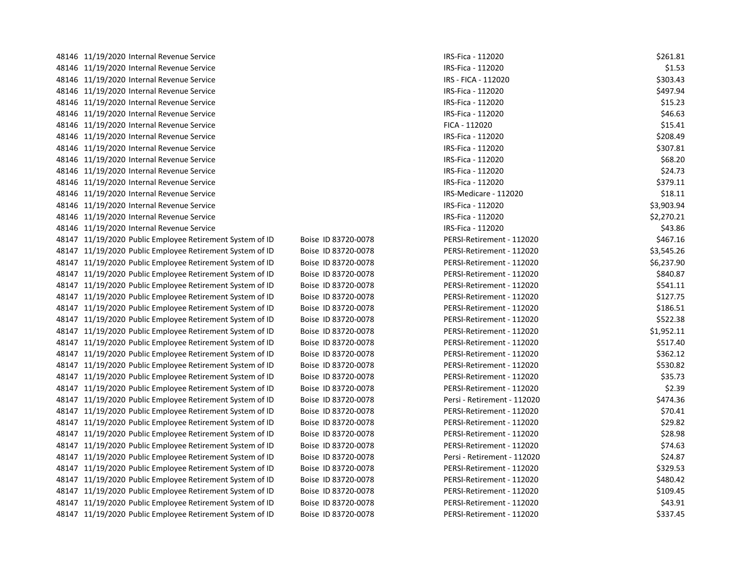| | | | | | |
|---|---|---|---|---|---|
| 48146 | 11/19/2020 | Internal Revenue Service | | IRS-Fica - 112020 | $261.81 |
| 48146 | 11/19/2020 | Internal Revenue Service | | IRS-Fica - 112020 | $1.53 |
| 48146 | 11/19/2020 | Internal Revenue Service | | IRS - FICA - 112020 | $303.43 |
| 48146 | 11/19/2020 | Internal Revenue Service | | IRS-Fica - 112020 | $497.94 |
| 48146 | 11/19/2020 | Internal Revenue Service | | IRS-Fica - 112020 | $15.23 |
| 48146 | 11/19/2020 | Internal Revenue Service | | IRS-Fica - 112020 | $46.63 |
| 48146 | 11/19/2020 | Internal Revenue Service | | FICA - 112020 | $15.41 |
| 48146 | 11/19/2020 | Internal Revenue Service | | IRS-Fica - 112020 | $208.49 |
| 48146 | 11/19/2020 | Internal Revenue Service | | IRS-Fica - 112020 | $307.81 |
| 48146 | 11/19/2020 | Internal Revenue Service | | IRS-Fica - 112020 | $68.20 |
| 48146 | 11/19/2020 | Internal Revenue Service | | IRS-Fica - 112020 | $24.73 |
| 48146 | 11/19/2020 | Internal Revenue Service | | IRS-Fica - 112020 | $379.11 |
| 48146 | 11/19/2020 | Internal Revenue Service | | IRS-Medicare - 112020 | $18.11 |
| 48146 | 11/19/2020 | Internal Revenue Service | | IRS-Fica - 112020 | $3,903.94 |
| 48146 | 11/19/2020 | Internal Revenue Service | | IRS-Fica - 112020 | $2,270.21 |
| 48146 | 11/19/2020 | Internal Revenue Service | | IRS-Fica - 112020 | $43.86 |
| 48147 | 11/19/2020 | Public Employee Retirement System of ID | Boise ID 83720-0078 | PERSI-Retirement - 112020 | $467.16 |
| 48147 | 11/19/2020 | Public Employee Retirement System of ID | Boise ID 83720-0078 | PERSI-Retirement - 112020 | $3,545.26 |
| 48147 | 11/19/2020 | Public Employee Retirement System of ID | Boise ID 83720-0078 | PERSI-Retirement - 112020 | $6,237.90 |
| 48147 | 11/19/2020 | Public Employee Retirement System of ID | Boise ID 83720-0078 | PERSI-Retirement - 112020 | $840.87 |
| 48147 | 11/19/2020 | Public Employee Retirement System of ID | Boise ID 83720-0078 | PERSI-Retirement - 112020 | $541.11 |
| 48147 | 11/19/2020 | Public Employee Retirement System of ID | Boise ID 83720-0078 | PERSI-Retirement - 112020 | $127.75 |
| 48147 | 11/19/2020 | Public Employee Retirement System of ID | Boise ID 83720-0078 | PERSI-Retirement - 112020 | $186.51 |
| 48147 | 11/19/2020 | Public Employee Retirement System of ID | Boise ID 83720-0078 | PERSI-Retirement - 112020 | $522.38 |
| 48147 | 11/19/2020 | Public Employee Retirement System of ID | Boise ID 83720-0078 | PERSI-Retirement - 112020 | $1,952.11 |
| 48147 | 11/19/2020 | Public Employee Retirement System of ID | Boise ID 83720-0078 | PERSI-Retirement - 112020 | $517.40 |
| 48147 | 11/19/2020 | Public Employee Retirement System of ID | Boise ID 83720-0078 | PERSI-Retirement - 112020 | $362.12 |
| 48147 | 11/19/2020 | Public Employee Retirement System of ID | Boise ID 83720-0078 | PERSI-Retirement - 112020 | $530.82 |
| 48147 | 11/19/2020 | Public Employee Retirement System of ID | Boise ID 83720-0078 | PERSI-Retirement - 112020 | $35.73 |
| 48147 | 11/19/2020 | Public Employee Retirement System of ID | Boise ID 83720-0078 | PERSI-Retirement - 112020 | $2.39 |
| 48147 | 11/19/2020 | Public Employee Retirement System of ID | Boise ID 83720-0078 | Persi - Retirement - 112020 | $474.36 |
| 48147 | 11/19/2020 | Public Employee Retirement System of ID | Boise ID 83720-0078 | PERSI-Retirement - 112020 | $70.41 |
| 48147 | 11/19/2020 | Public Employee Retirement System of ID | Boise ID 83720-0078 | PERSI-Retirement - 112020 | $29.82 |
| 48147 | 11/19/2020 | Public Employee Retirement System of ID | Boise ID 83720-0078 | PERSI-Retirement - 112020 | $28.98 |
| 48147 | 11/19/2020 | Public Employee Retirement System of ID | Boise ID 83720-0078 | PERSI-Retirement - 112020 | $74.63 |
| 48147 | 11/19/2020 | Public Employee Retirement System of ID | Boise ID 83720-0078 | Persi - Retirement - 112020 | $24.87 |
| 48147 | 11/19/2020 | Public Employee Retirement System of ID | Boise ID 83720-0078 | PERSI-Retirement - 112020 | $329.53 |
| 48147 | 11/19/2020 | Public Employee Retirement System of ID | Boise ID 83720-0078 | PERSI-Retirement - 112020 | $480.42 |
| 48147 | 11/19/2020 | Public Employee Retirement System of ID | Boise ID 83720-0078 | PERSI-Retirement - 112020 | $109.45 |
| 48147 | 11/19/2020 | Public Employee Retirement System of ID | Boise ID 83720-0078 | PERSI-Retirement - 112020 | $43.91 |
| 48147 | 11/19/2020 | Public Employee Retirement System of ID | Boise ID 83720-0078 | PERSI-Retirement - 112020 | $337.45 |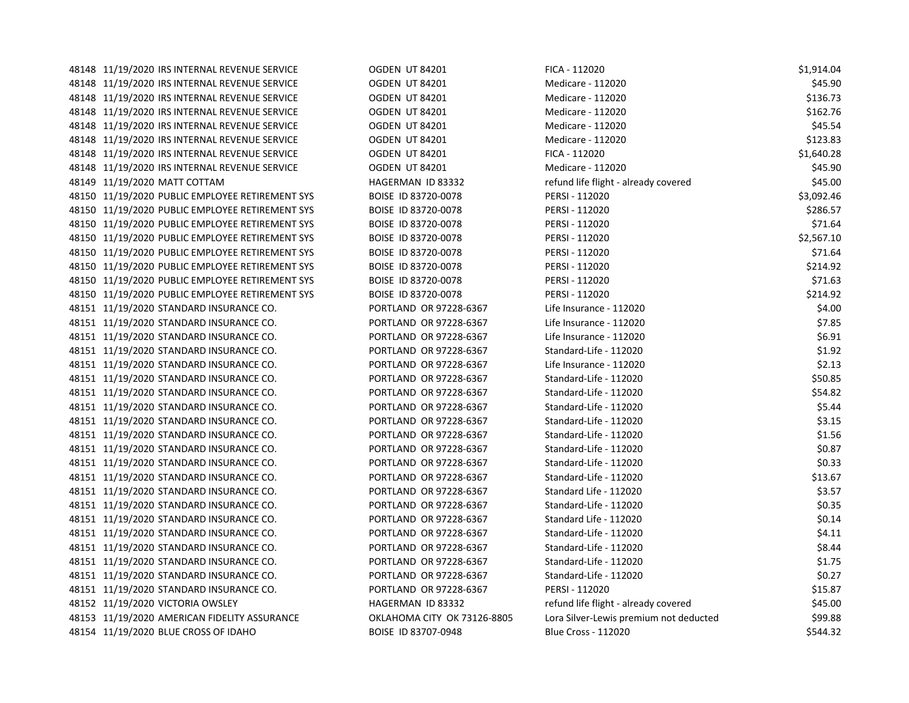| | | | | | |
|---|---|---|---|---|---|
| 48148 | 11/19/2020 | IRS INTERNAL REVENUE SERVICE | OGDEN UT 84201 | FICA - 112020 | $1,914.04 |
| 48148 | 11/19/2020 | IRS INTERNAL REVENUE SERVICE | OGDEN UT 84201 | Medicare - 112020 | $45.90 |
| 48148 | 11/19/2020 | IRS INTERNAL REVENUE SERVICE | OGDEN UT 84201 | Medicare - 112020 | $136.73 |
| 48148 | 11/19/2020 | IRS INTERNAL REVENUE SERVICE | OGDEN UT 84201 | Medicare - 112020 | $162.76 |
| 48148 | 11/19/2020 | IRS INTERNAL REVENUE SERVICE | OGDEN UT 84201 | Medicare - 112020 | $45.54 |
| 48148 | 11/19/2020 | IRS INTERNAL REVENUE SERVICE | OGDEN UT 84201 | Medicare - 112020 | $123.83 |
| 48148 | 11/19/2020 | IRS INTERNAL REVENUE SERVICE | OGDEN UT 84201 | FICA - 112020 | $1,640.28 |
| 48148 | 11/19/2020 | IRS INTERNAL REVENUE SERVICE | OGDEN UT 84201 | Medicare - 112020 | $45.90 |
| 48149 | 11/19/2020 | MATT COTTAM | HAGERMAN ID 83332 | refund life flight - already covered | $45.00 |
| 48150 | 11/19/2020 | PUBLIC EMPLOYEE RETIREMENT SYS | BOISE ID 83720-0078 | PERSI - 112020 | $3,092.46 |
| 48150 | 11/19/2020 | PUBLIC EMPLOYEE RETIREMENT SYS | BOISE ID 83720-0078 | PERSI - 112020 | $286.57 |
| 48150 | 11/19/2020 | PUBLIC EMPLOYEE RETIREMENT SYS | BOISE ID 83720-0078 | PERSI - 112020 | $71.64 |
| 48150 | 11/19/2020 | PUBLIC EMPLOYEE RETIREMENT SYS | BOISE ID 83720-0078 | PERSI - 112020 | $2,567.10 |
| 48150 | 11/19/2020 | PUBLIC EMPLOYEE RETIREMENT SYS | BOISE ID 83720-0078 | PERSI - 112020 | $71.64 |
| 48150 | 11/19/2020 | PUBLIC EMPLOYEE RETIREMENT SYS | BOISE ID 83720-0078 | PERSI - 112020 | $214.92 |
| 48150 | 11/19/2020 | PUBLIC EMPLOYEE RETIREMENT SYS | BOISE ID 83720-0078 | PERSI - 112020 | $71.63 |
| 48150 | 11/19/2020 | PUBLIC EMPLOYEE RETIREMENT SYS | BOISE ID 83720-0078 | PERSI - 112020 | $214.92 |
| 48151 | 11/19/2020 | STANDARD INSURANCE CO. | PORTLAND OR 97228-6367 | Life Insurance - 112020 | $4.00 |
| 48151 | 11/19/2020 | STANDARD INSURANCE CO. | PORTLAND OR 97228-6367 | Life Insurance - 112020 | $7.85 |
| 48151 | 11/19/2020 | STANDARD INSURANCE CO. | PORTLAND OR 97228-6367 | Life Insurance - 112020 | $6.91 |
| 48151 | 11/19/2020 | STANDARD INSURANCE CO. | PORTLAND OR 97228-6367 | Standard-Life - 112020 | $1.92 |
| 48151 | 11/19/2020 | STANDARD INSURANCE CO. | PORTLAND OR 97228-6367 | Life Insurance - 112020 | $2.13 |
| 48151 | 11/19/2020 | STANDARD INSURANCE CO. | PORTLAND OR 97228-6367 | Standard-Life - 112020 | $50.85 |
| 48151 | 11/19/2020 | STANDARD INSURANCE CO. | PORTLAND OR 97228-6367 | Standard-Life - 112020 | $54.82 |
| 48151 | 11/19/2020 | STANDARD INSURANCE CO. | PORTLAND OR 97228-6367 | Standard-Life - 112020 | $5.44 |
| 48151 | 11/19/2020 | STANDARD INSURANCE CO. | PORTLAND OR 97228-6367 | Standard-Life - 112020 | $3.15 |
| 48151 | 11/19/2020 | STANDARD INSURANCE CO. | PORTLAND OR 97228-6367 | Standard-Life - 112020 | $1.56 |
| 48151 | 11/19/2020 | STANDARD INSURANCE CO. | PORTLAND OR 97228-6367 | Standard-Life - 112020 | $0.87 |
| 48151 | 11/19/2020 | STANDARD INSURANCE CO. | PORTLAND OR 97228-6367 | Standard-Life - 112020 | $0.33 |
| 48151 | 11/19/2020 | STANDARD INSURANCE CO. | PORTLAND OR 97228-6367 | Standard-Life - 112020 | $13.67 |
| 48151 | 11/19/2020 | STANDARD INSURANCE CO. | PORTLAND OR 97228-6367 | Standard Life - 112020 | $3.57 |
| 48151 | 11/19/2020 | STANDARD INSURANCE CO. | PORTLAND OR 97228-6367 | Standard-Life - 112020 | $0.35 |
| 48151 | 11/19/2020 | STANDARD INSURANCE CO. | PORTLAND OR 97228-6367 | Standard Life - 112020 | $0.14 |
| 48151 | 11/19/2020 | STANDARD INSURANCE CO. | PORTLAND OR 97228-6367 | Standard-Life - 112020 | $4.11 |
| 48151 | 11/19/2020 | STANDARD INSURANCE CO. | PORTLAND OR 97228-6367 | Standard-Life - 112020 | $8.44 |
| 48151 | 11/19/2020 | STANDARD INSURANCE CO. | PORTLAND OR 97228-6367 | Standard-Life - 112020 | $1.75 |
| 48151 | 11/19/2020 | STANDARD INSURANCE CO. | PORTLAND OR 97228-6367 | Standard-Life - 112020 | $0.27 |
| 48151 | 11/19/2020 | STANDARD INSURANCE CO. | PORTLAND OR 97228-6367 | PERSI - 112020 | $15.87 |
| 48152 | 11/19/2020 | VICTORIA OWSLEY | HAGERMAN ID 83332 | refund life flight - already covered | $45.00 |
| 48153 | 11/19/2020 | AMERICAN FIDELITY ASSURANCE | OKLAHOMA CITY OK 73126-8805 | Lora Silver-Lewis premium not deducted | $99.88 |
| 48154 | 11/19/2020 | BLUE CROSS OF IDAHO | BOISE ID 83707-0948 | Blue Cross - 112020 | $544.32 |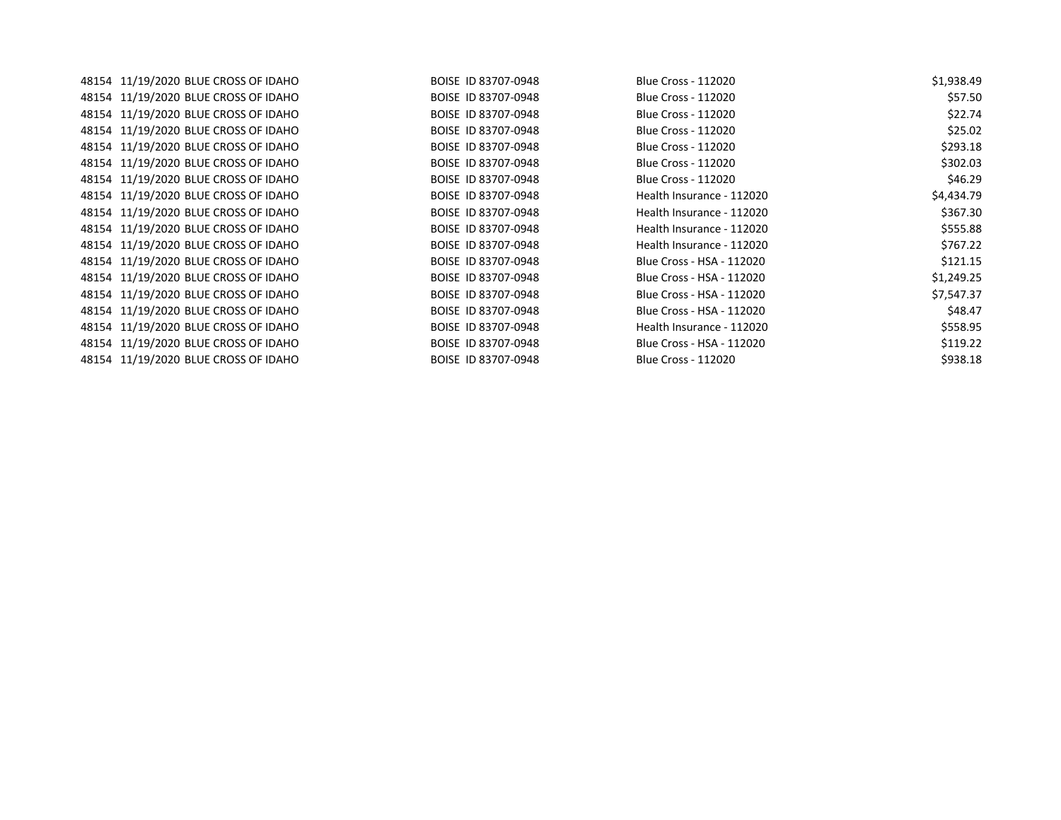| | | | | | |
|---|---|---|---|---|---|
| 48154 | 11/19/2020 | BLUE CROSS OF IDAHO | BOISE ID 83707-0948 | Blue Cross - 112020 | $1,938.49 |
| 48154 | 11/19/2020 | BLUE CROSS OF IDAHO | BOISE ID 83707-0948 | Blue Cross - 112020 | $57.50 |
| 48154 | 11/19/2020 | BLUE CROSS OF IDAHO | BOISE ID 83707-0948 | Blue Cross - 112020 | $22.74 |
| 48154 | 11/19/2020 | BLUE CROSS OF IDAHO | BOISE ID 83707-0948 | Blue Cross - 112020 | $25.02 |
| 48154 | 11/19/2020 | BLUE CROSS OF IDAHO | BOISE ID 83707-0948 | Blue Cross - 112020 | $293.18 |
| 48154 | 11/19/2020 | BLUE CROSS OF IDAHO | BOISE ID 83707-0948 | Blue Cross - 112020 | $302.03 |
| 48154 | 11/19/2020 | BLUE CROSS OF IDAHO | BOISE ID 83707-0948 | Blue Cross - 112020 | $46.29 |
| 48154 | 11/19/2020 | BLUE CROSS OF IDAHO | BOISE ID 83707-0948 | Health Insurance - 112020 | $4,434.79 |
| 48154 | 11/19/2020 | BLUE CROSS OF IDAHO | BOISE ID 83707-0948 | Health Insurance - 112020 | $367.30 |
| 48154 | 11/19/2020 | BLUE CROSS OF IDAHO | BOISE ID 83707-0948 | Health Insurance - 112020 | $555.88 |
| 48154 | 11/19/2020 | BLUE CROSS OF IDAHO | BOISE ID 83707-0948 | Health Insurance - 112020 | $767.22 |
| 48154 | 11/19/2020 | BLUE CROSS OF IDAHO | BOISE ID 83707-0948 | Blue Cross - HSA - 112020 | $121.15 |
| 48154 | 11/19/2020 | BLUE CROSS OF IDAHO | BOISE ID 83707-0948 | Blue Cross - HSA - 112020 | $1,249.25 |
| 48154 | 11/19/2020 | BLUE CROSS OF IDAHO | BOISE ID 83707-0948 | Blue Cross - HSA - 112020 | $7,547.37 |
| 48154 | 11/19/2020 | BLUE CROSS OF IDAHO | BOISE ID 83707-0948 | Blue Cross - HSA - 112020 | $48.47 |
| 48154 | 11/19/2020 | BLUE CROSS OF IDAHO | BOISE ID 83707-0948 | Health Insurance - 112020 | $558.95 |
| 48154 | 11/19/2020 | BLUE CROSS OF IDAHO | BOISE ID 83707-0948 | Blue Cross - HSA - 112020 | $119.22 |
| 48154 | 11/19/2020 | BLUE CROSS OF IDAHO | BOISE ID 83707-0948 | Blue Cross - 112020 | $938.18 |